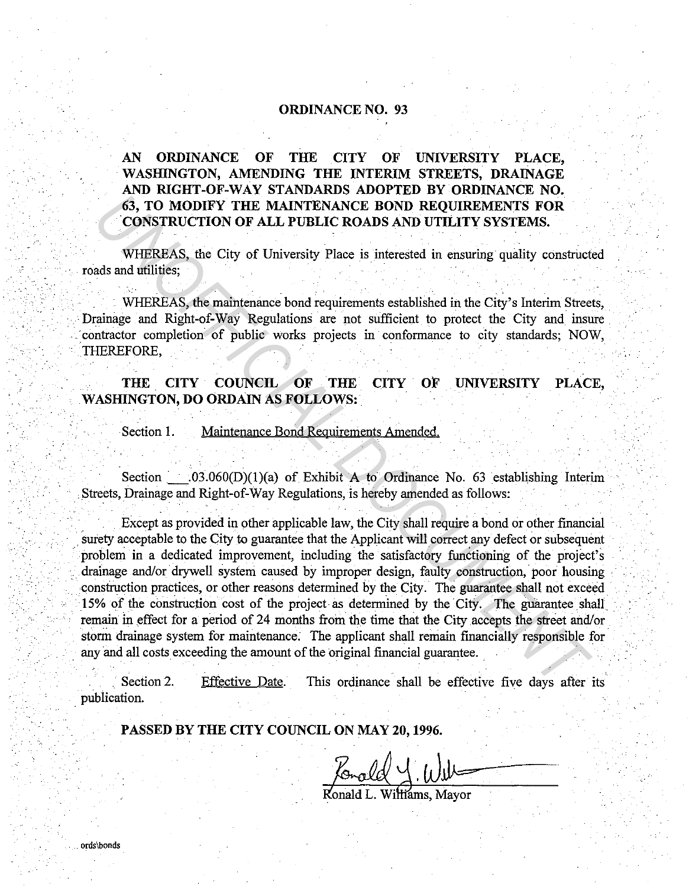# ORDINANCE NO. 93

**AN ORDINANCE OF THE CITY OF UNIVERSITY PLACE, WASHINGTON, AMENDING THE INTERIM STREETS, DRAINAGE AND RIGHT-OF-WAY STANDARDS ADOPTED BY ORDINANCE NO. 63, TO MODIFY THE MAINTENANCE BOND REQUIREMENTS FOR CONSTRUCTION OF ALL PUBLIC ROADS AND UTILITY SYSTEMS.**

WHEREAS, the City of University Place is interested in ensuring quality constructed roads and utilities;

WHEREAS, the maintenance bond requirements established in the City's Interim Streets, Drainage and Right-of-Way Regulations are not sufficient to protect the City and insure contractor completion of public works projects in conformance to city standards; NOW, THEREFORE,

**THE CITY COUNCIL OF THE CITY OF UNIVERSITY PLACE, WASHINGTON, DO ORDAIN AS FOLLOWS:**

Section 1. Maintenance Bond Requirements Amended.

Section \_\_\_.03.060(D)(1)(a) of Exhibit A to Ordinance No. 63 establishing Interim Streets, Drainage and Right-of-Way Regulations, is hereby amended as follows:

Except as provided in other applicable law, the City shall require a bond or other financial surety acceptable to the City to guarantee that the Applicant will correct any defect or subsequent problem in a dedicated improvement, including the satisfactory functioning of the project's drainage and/or drywell system caused by improper design, faulty construction, poor housing construction practices, or other reasons determined by the City. The guarantee shall not exceed 15% of the construction cost of the project as determined by the City. The guarantee shall remain in effect for a period of 24 months from the time that the City accepts the street and/or storm drainage system for maintenance. The applicant shall remain financially responsible for any and all costs exceeding the amount of the original financial guarantee.

Section 2. Effective Date. This ordinance shall be effective five days after its publication.

**PASSED BY THE CITY COUNCIL ON MAY 20, 1996.**

Ronald L. Williams, Mayor

ords\bonds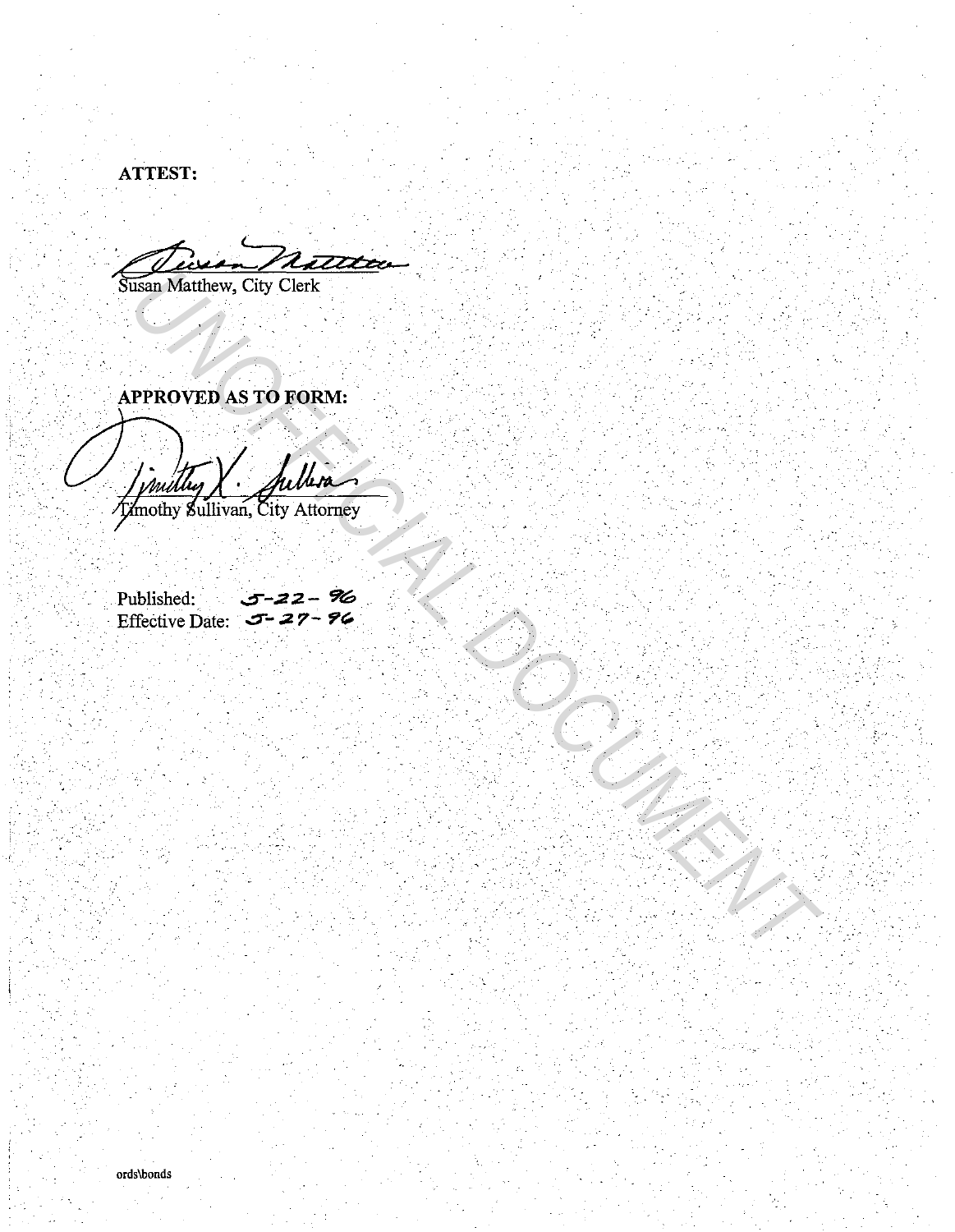**ATTEST:**

Susan Matthew, City Clerk

**APPROVED AS TO FORM:**

Timothy Sullivan, City Attorney

Published: 5-22-96
Effective Date: 5-27-96

ords\bonds